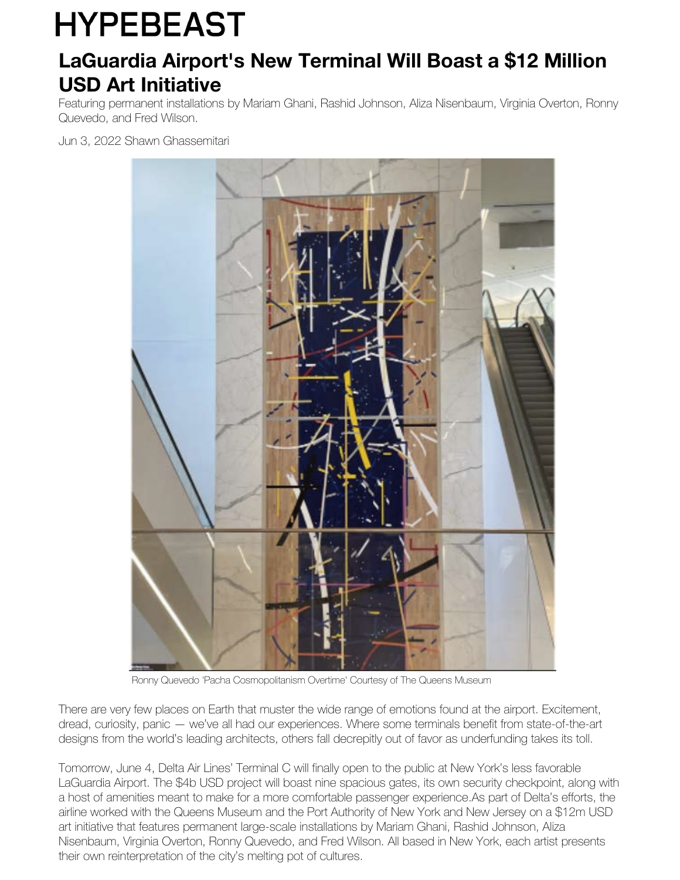# HYPEBEAST

## LaGuardia Airport's New Terminal Will Boast a $12 Million USD Art Initiative

Featuring permanent installations by Mariam Ghani, Rashid Johnson, Aliza Nisenbaum, Virginia Overton, Ronny Quevedo, and Fred Wilson.

Jun 3, 2022 Shawn Ghassemitari

Ronny Quevedo 'Pacha Cosmopolitanism Overtime' Courtesy of The Queens Museum

There are very few places on Earth that muster the wide range of emotions found at the airport. Excitement, dread, curiosity, panic — we've all had our experiences. Where some terminals benefit from state-of-the-art designs from the world's leading architects, others fall decrepitly out of favor as underfunding takes its toll.

Tomorrow, June 4, Delta Air Lines' Terminal C will finally open to the public at New York's less favorable LaGuardia Airport. The $4b USD project will boast nine spacious gates, its own security checkpoint, along with a host of amenities meant to make for a more comfortable passenger experience.As part of Delta's efforts, the airline worked with the Queens Museum and the Port Authority of New York and New Jersey on a $12m USD art initiative that features permanent large-scale installations by Mariam Ghani, Rashid Johnson, Aliza Nisenbaum, Virginia Overton, Ronny Quevedo, and Fred Wilson. All based in New York, each artist presents their own reinterpretation of the city's melting pot of cultures.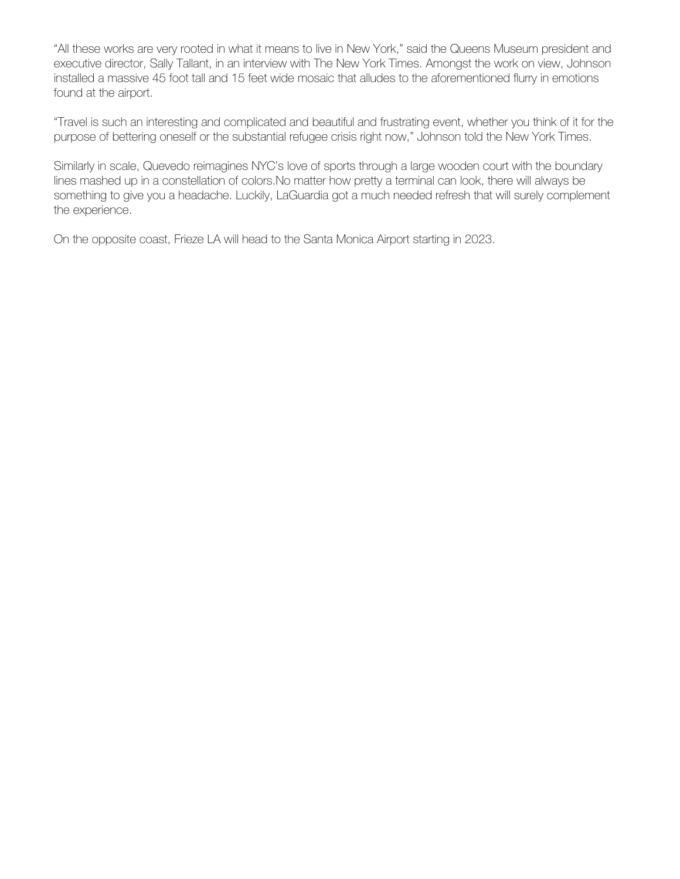"All these works are very rooted in what it means to live in New York," said the Queens Museum president and executive director, Sally Tallant, in an interview with The New York Times. Amongst the work on view, Johnson installed a massive 45 foot tall and 15 feet wide mosaic that alludes to the aforementioned flurry in emotions found at the airport.

"Travel is such an interesting and complicated and beautiful and frustrating event, whether you think of it for the purpose of bettering oneself or the substantial refugee crisis right now," Johnson told the New York Times.

Similarly in scale, Quevedo reimagines NYC's love of sports through a large wooden court with the boundary lines mashed up in a constellation of colors.No matter how pretty a terminal can look, there will always be something to give you a headache. Luckily, LaGuardia got a much needed refresh that will surely complement the experience.

On the opposite coast, Frieze LA will head to the Santa Monica Airport starting in 2023.